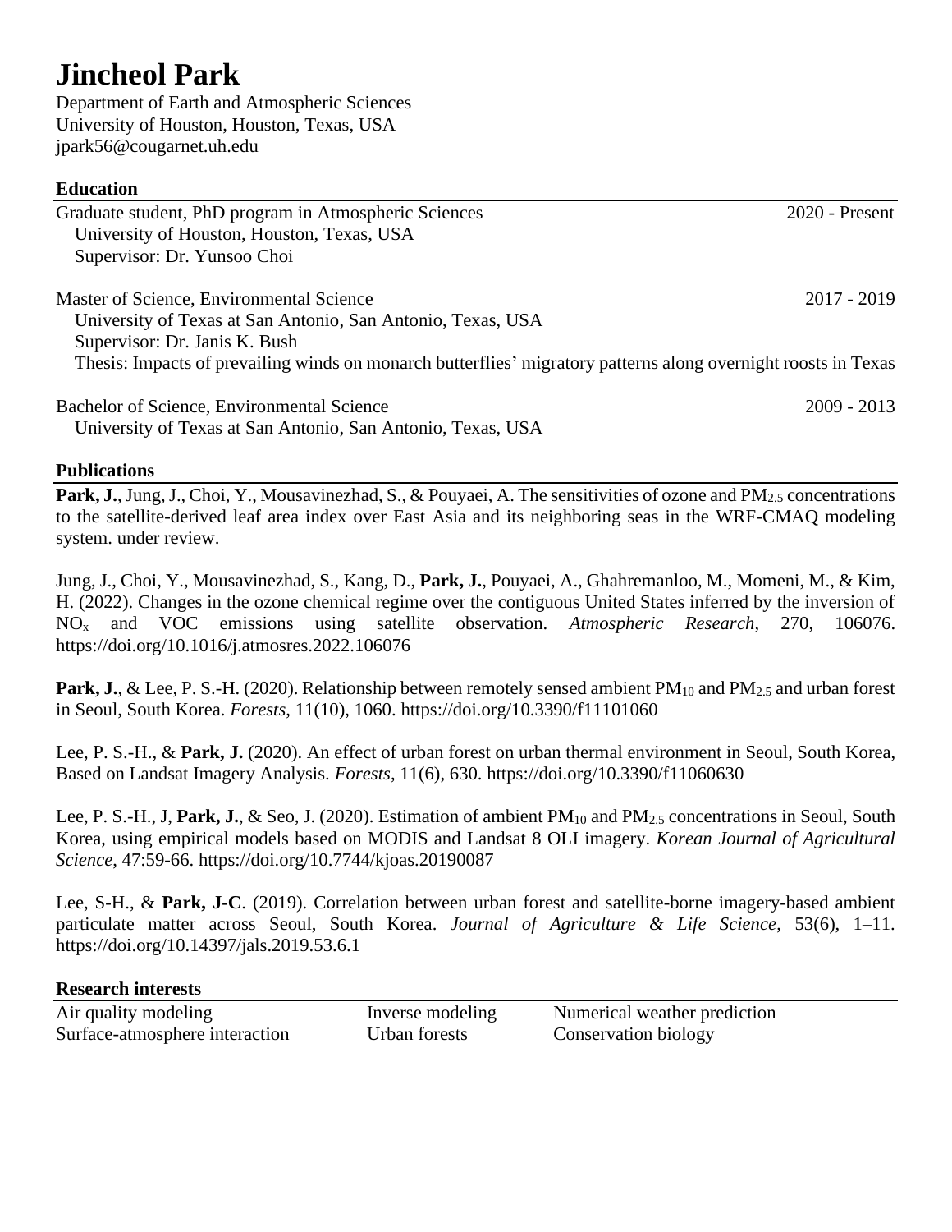# Jincheol Park

Department of Earth and Atmospheric Sciences
University of Houston, Houston, Texas, USA
jpark56@cougarnet.uh.edu

## Education

Graduate student, PhD program in Atmospheric Sciences — 2020 - Present
University of Houston, Houston, Texas, USA
Supervisor: Dr. Yunsoo Choi

Master of Science, Environmental Science — 2017 - 2019
University of Texas at San Antonio, San Antonio, Texas, USA
Supervisor: Dr. Janis K. Bush
Thesis: Impacts of prevailing winds on monarch butterflies' migratory patterns along overnight roosts in Texas

Bachelor of Science, Environmental Science — 2009 - 2013
University of Texas at San Antonio, San Antonio, Texas, USA

## Publications

**Park, J.**, Jung, J., Choi, Y., Mousavinezhad, S., & Pouyaei, A. The sensitivities of ozone and $PM_{2.5}$ concentrations to the satellite-derived leaf area index over East Asia and its neighboring seas in the WRF-CMAQ modeling system. under review.

Jung, J., Choi, Y., Mousavinezhad, S., Kang, D., **Park, J.**, Pouyaei, A., Ghahremanloo, M., Momeni, M., & Kim, H. (2022). Changes in the ozone chemical regime over the contiguous United States inferred by the inversion of $NO_x$ and VOC emissions using satellite observation. *Atmospheric Research*, 270, 106076. https://doi.org/10.1016/j.atmosres.2022.106076

**Park, J.**, & Lee, P. S.-H. (2020). Relationship between remotely sensed ambient $PM_{10}$ and $PM_{2.5}$ and urban forest in Seoul, South Korea. *Forests*, 11(10), 1060. https://doi.org/10.3390/f11101060

Lee, P. S.-H., & **Park, J.** (2020). An effect of urban forest on urban thermal environment in Seoul, South Korea, Based on Landsat Imagery Analysis. *Forests*, 11(6), 630. https://doi.org/10.3390/f11060630

Lee, P. S.-H., J, **Park, J.**, & Seo, J. (2020). Estimation of ambient $PM_{10}$ and $PM_{2.5}$ concentrations in Seoul, South Korea, using empirical models based on MODIS and Landsat 8 OLI imagery. *Korean Journal of Agricultural Science*, 47:59-66. https://doi.org/10.7744/kjoas.20190087

Lee, S-H., & **Park, J-C**. (2019). Correlation between urban forest and satellite-borne imagery-based ambient particulate matter across Seoul, South Korea. *Journal of Agriculture & Life Science*, 53(6), 1–11. https://doi.org/10.14397/jals.2019.53.6.1

## Research interests

- Air quality modeling
- Inverse modeling
- Numerical weather prediction
- Surface-atmosphere interaction
- Urban forests
- Conservation biology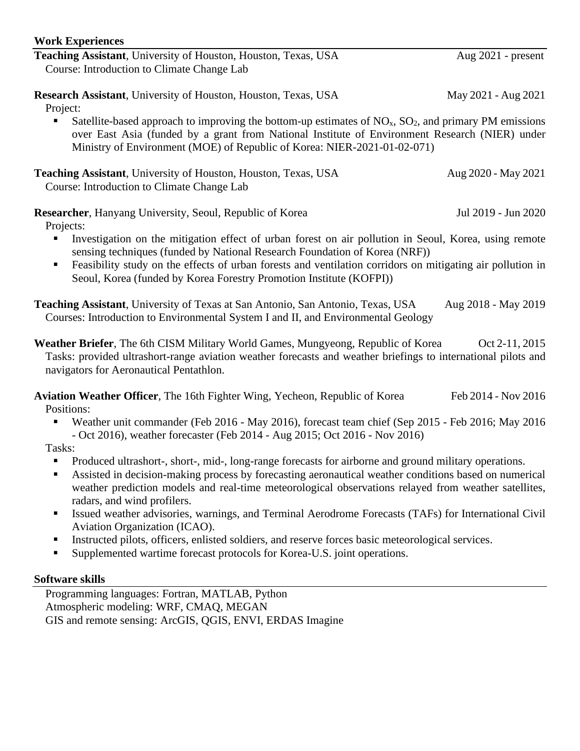## Work Experiences

**Teaching Assistant**, University of Houston, Houston, Texas, USA — Aug 2021 - present

Course: Introduction to Climate Change Lab

**Research Assistant**, University of Houston, Houston, Texas, USA — May 2021 - Aug 2021

Project:

- Satellite-based approach to improving the bottom-up estimates of $NO_x$, $SO_2$, and primary PM emissions over East Asia (funded by a grant from National Institute of Environment Research (NIER) under Ministry of Environment (MOE) of Republic of Korea: NIER-2021-01-02-071)

**Teaching Assistant**, University of Houston, Houston, Texas, USA — Aug 2020 - May 2021

Course: Introduction to Climate Change Lab

**Researcher**, Hanyang University, Seoul, Republic of Korea — Jul 2019 - Jun 2020

Projects:

- Investigation on the mitigation effect of urban forest on air pollution in Seoul, Korea, using remote sensing techniques (funded by National Research Foundation of Korea (NRF))
- Feasibility study on the effects of urban forests and ventilation corridors on mitigating air pollution in Seoul, Korea (funded by Korea Forestry Promotion Institute (KOFPI))

**Teaching Assistant**, University of Texas at San Antonio, San Antonio, Texas, USA — Aug 2018 - May 2019

Courses: Introduction to Environmental System I and II, and Environmental Geology

**Weather Briefer**, The 6th CISM Military World Games, Mungyeong, Republic of Korea — Oct 2-11, 2015

Tasks: provided ultrashort-range aviation weather forecasts and weather briefings to international pilots and navigators for Aeronautical Pentathlon.

**Aviation Weather Officer**, The 16th Fighter Wing, Yecheon, Republic of Korea — Feb 2014 - Nov 2016

Positions:

- Weather unit commander (Feb 2016 - May 2016), forecast team chief (Sep 2015 - Feb 2016; May 2016 - Oct 2016), weather forecaster (Feb 2014 - Aug 2015; Oct 2016 - Nov 2016)

Tasks:

- Produced ultrashort-, short-, mid-, long-range forecasts for airborne and ground military operations.
- Assisted in decision-making process by forecasting aeronautical weather conditions based on numerical weather prediction models and real-time meteorological observations relayed from weather satellites, radars, and wind profilers.
- Issued weather advisories, warnings, and Terminal Aerodrome Forecasts (TAFs) for International Civil Aviation Organization (ICAO).
- Instructed pilots, officers, enlisted soldiers, and reserve forces basic meteorological services.
- Supplemented wartime forecast protocols for Korea-U.S. joint operations.

## Software skills

Programming languages: Fortran, MATLAB, Python

Atmospheric modeling: WRF, CMAQ, MEGAN

GIS and remote sensing: ArcGIS, QGIS, ENVI, ERDAS Imagine